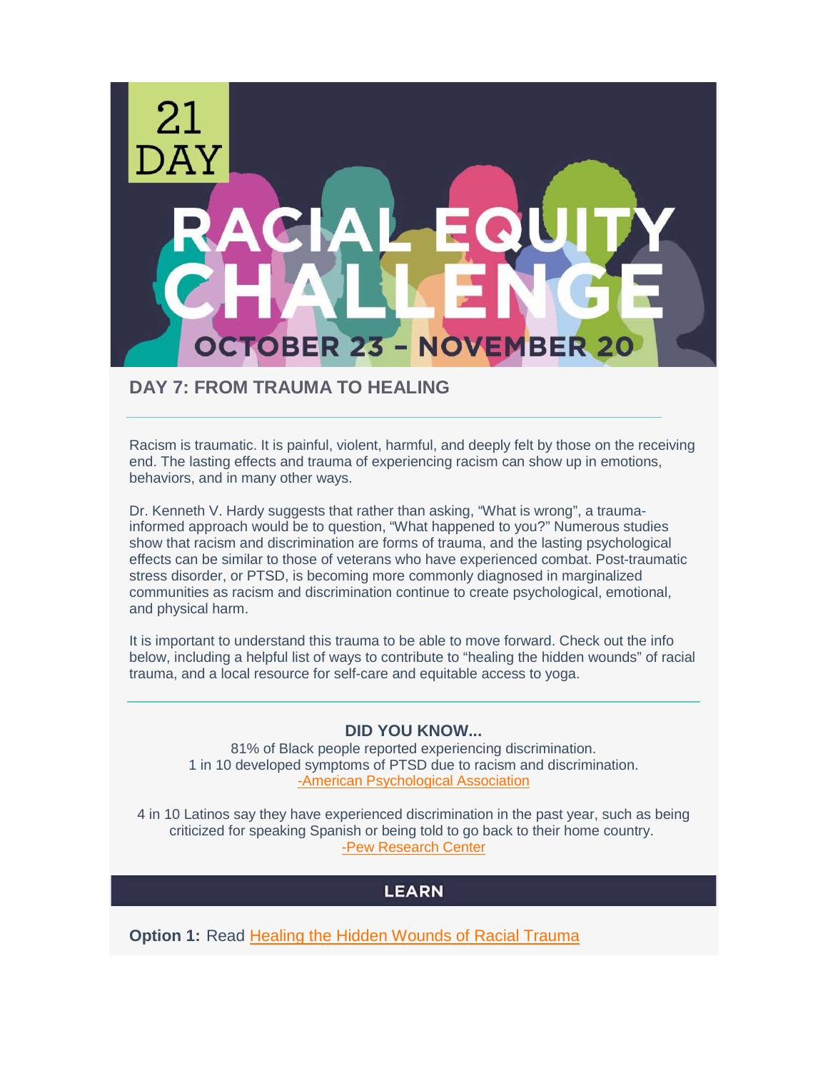# 21 DAY RACIAL EQUITY CHALLENGE

OCTOBER 23 – NOVEMBER 20

## DAY 7: FROM TRAUMA TO HEALING

Racism is traumatic. It is painful, violent, harmful, and deeply felt by those on the receiving end. The lasting effects and trauma of experiencing racism can show up in emotions, behaviors, and in many other ways.

Dr. Kenneth V. Hardy suggests that rather than asking, "What is wrong", a trauma-informed approach would be to question, "What happened to you?" Numerous studies show that racism and discrimination are forms of trauma, and the lasting psychological effects can be similar to those of veterans who have experienced combat. Post-traumatic stress disorder, or PTSD, is becoming more commonly diagnosed in marginalized communities as racism and discrimination continue to create psychological, emotional, and physical harm.

It is important to understand this trauma to be able to move forward. Check out the info below, including a helpful list of ways to contribute to "healing the hidden wounds" of racial trauma, and a local resource for self-care and equitable access to yoga.

---

### DID YOU KNOW...

81% of Black people reported experiencing discrimination.
1 in 10 developed symptoms of PTSD due to racism and discrimination.
-American Psychological Association

4 in 10 Latinos say they have experienced discrimination in the past year, such as being criticized for speaking Spanish or being told to go back to their home country.
-Pew Research Center

## LEARN

**Option 1:** Read Healing the Hidden Wounds of Racial Trauma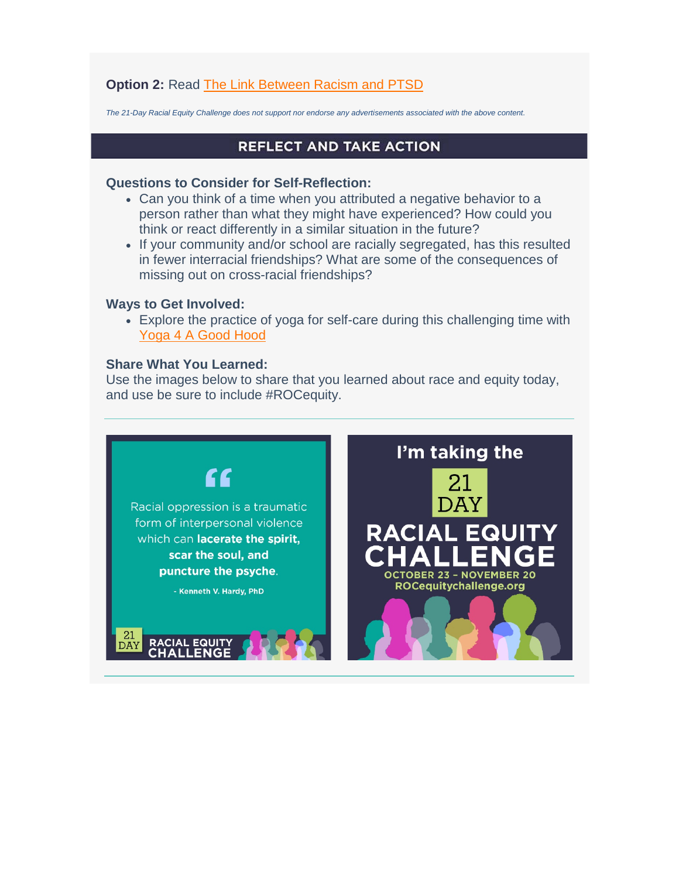**Option 2:** Read [The Link Between Racism and PTSD]

*The 21-Day Racial Equity Challenge does not support nor endorse any advertisements associated with the above content.*

## REFLECT AND TAKE ACTION

### Questions to Consider for Self-Reflection:

- Can you think of a time when you attributed a negative behavior to a person rather than what they might have experienced? How could you think or react differently in a similar situation in the future?
- If your community and/or school are racially segregated, has this resulted in fewer interracial friendships? What are some of the consequences of missing out on cross-racial friendships?

### Ways to Get Involved:

- Explore the practice of yoga for self-care during this challenging time with [Yoga 4 A Good Hood]

### Share What You Learned:

Use the images below to share that you learned about race and equity today, and use be sure to include #ROCequity.

"Racial oppression is a traumatic form of interpersonal violence which can **lacerate the spirit, scar the soul, and puncture the psyche**."

- Kenneth V. Hardy, PhD

21 DAY RACIAL EQUITY CHALLENGE

I'm taking the 21 DAY RACIAL EQUITY CHALLENGE

OCTOBER 23 – NOVEMBER 20

ROCequitychallenge.org